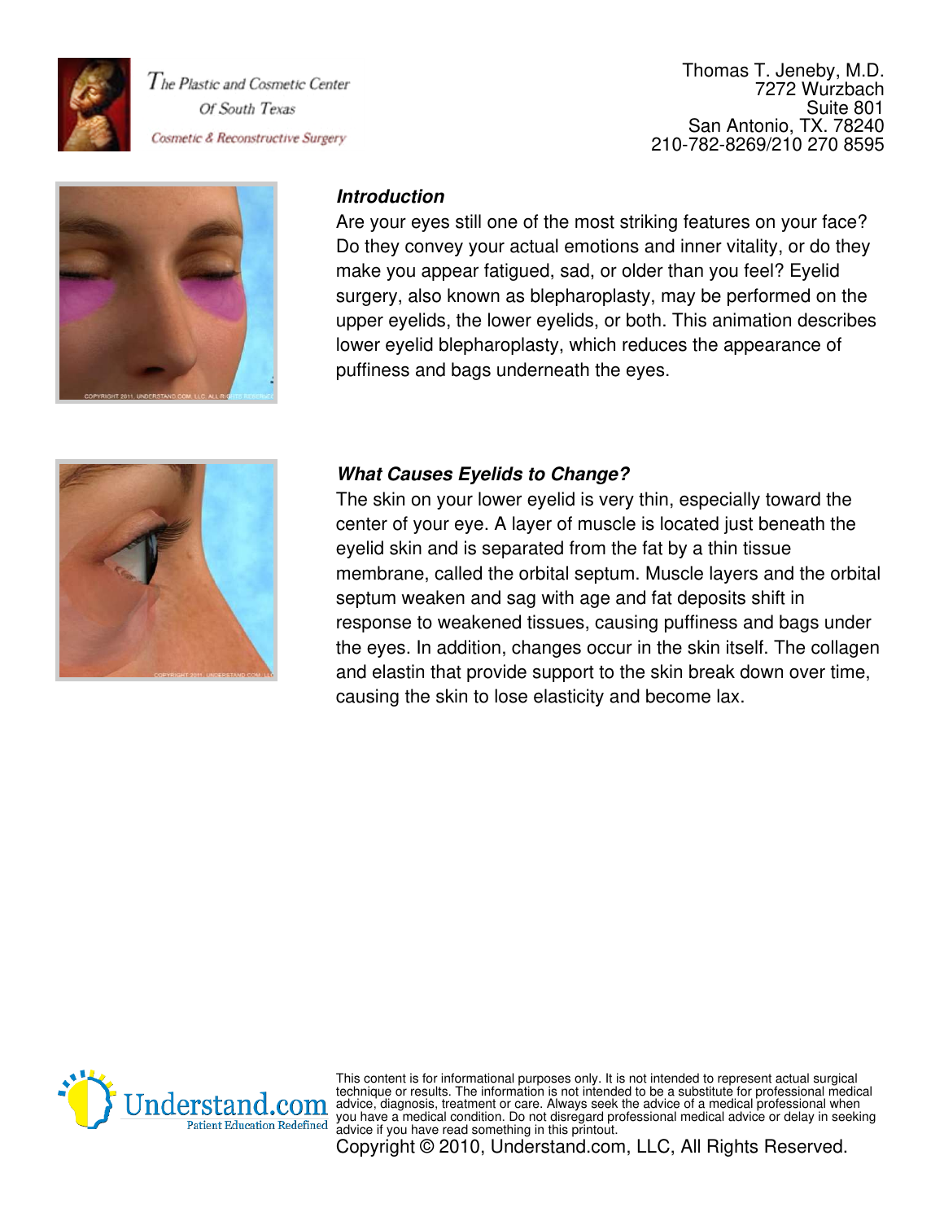The Plastic and Cosmetic Center
Of South Texas
Cosmetic & Reconstructive Surgery

Thomas T. Jeneby, M.D.
7272 Wurzbach
Suite 801
San Antonio, TX. 78240
210-782-8269/210 270 8595

### *Introduction*

Are your eyes still one of the most striking features on your face? Do they convey your actual emotions and inner vitality, or do they make you appear fatigued, sad, or older than you feel? Eyelid surgery, also known as blepharoplasty, may be performed on the upper eyelids, the lower eyelids, or both. This animation describes lower eyelid blepharoplasty, which reduces the appearance of puffiness and bags underneath the eyes.

### *What Causes Eyelids to Change?*

The skin on your lower eyelid is very thin, especially toward the center of your eye. A layer of muscle is located just beneath the eyelid skin and is separated from the fat by a thin tissue membrane, called the orbital septum. Muscle layers and the orbital septum weaken and sag with age and fat deposits shift in response to weakened tissues, causing puffiness and bags under the eyes. In addition, changes occur in the skin itself. The collagen and elastin that provide support to the skin break down over time, causing the skin to lose elasticity and become lax.

This content is for informational purposes only. It is not intended to represent actual surgical technique or results. The information is not intended to be a substitute for professional medical advice, diagnosis, treatment or care. Always seek the advice of a medical professional when you have a medical condition. Do not disregard professional medical advice or delay in seeking advice if you have read something in this printout.

Copyright © 2010, Understand.com, LLC, All Rights Reserved.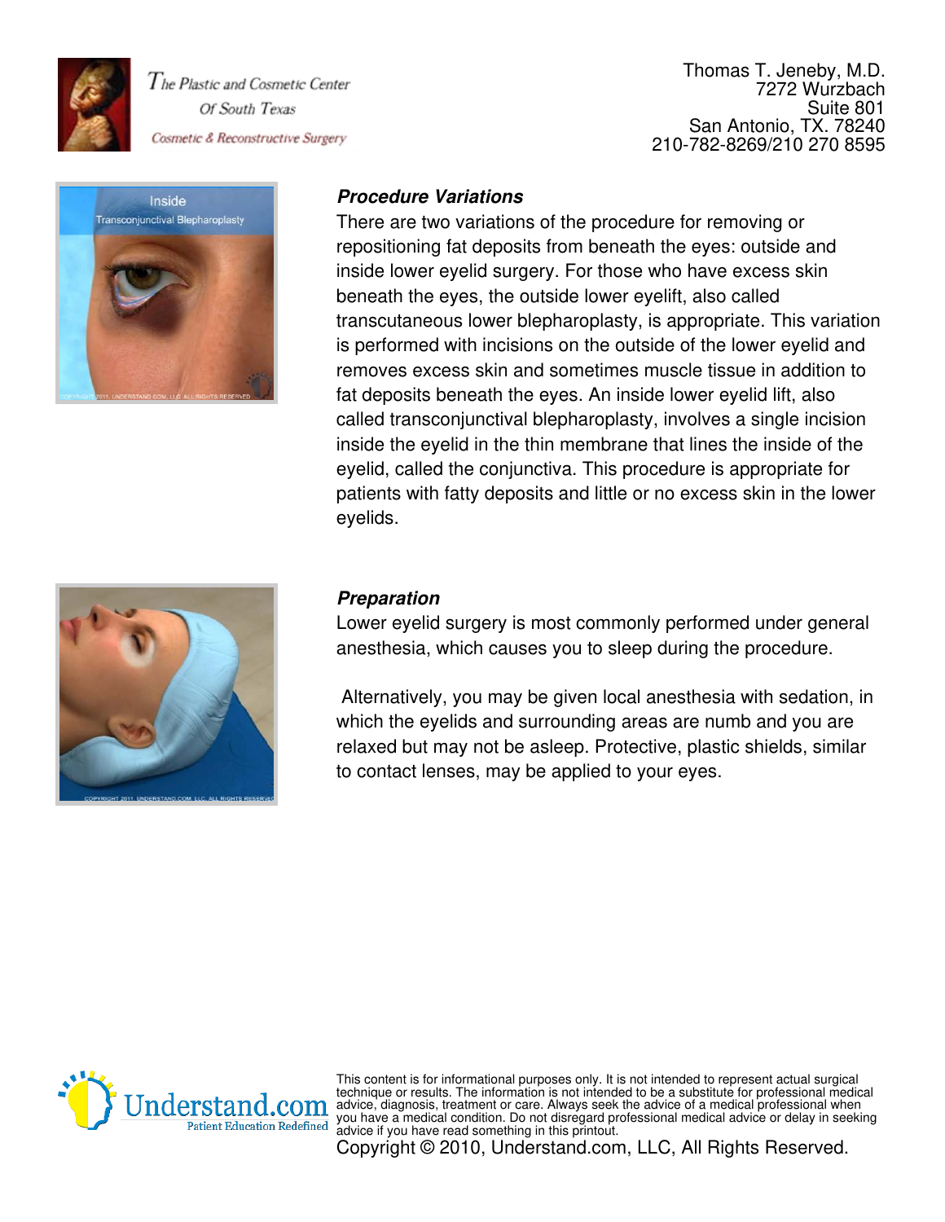### *Procedure Variations*

There are two variations of the procedure for removing or repositioning fat deposits from beneath the eyes: outside and inside lower eyelid surgery. For those who have excess skin beneath the eyes, the outside lower eyelift, also called transcutaneous lower blepharoplasty, is appropriate. This variation is performed with incisions on the outside of the lower eyelid and removes excess skin and sometimes muscle tissue in addition to fat deposits beneath the eyes. An inside lower eyelid lift, also called transconjunctival blepharoplasty, involves a single incision inside the eyelid in the thin membrane that lines the inside of the eyelid, called the conjunctiva. This procedure is appropriate for patients with fatty deposits and little or no excess skin in the lower eyelids.

### *Preparation*

Lower eyelid surgery is most commonly performed under general anesthesia, which causes you to sleep during the procedure.

Alternatively, you may be given local anesthesia with sedation, in which the eyelids and surrounding areas are numb and you are relaxed but may not be asleep. Protective, plastic shields, similar to contact lenses, may be applied to your eyes.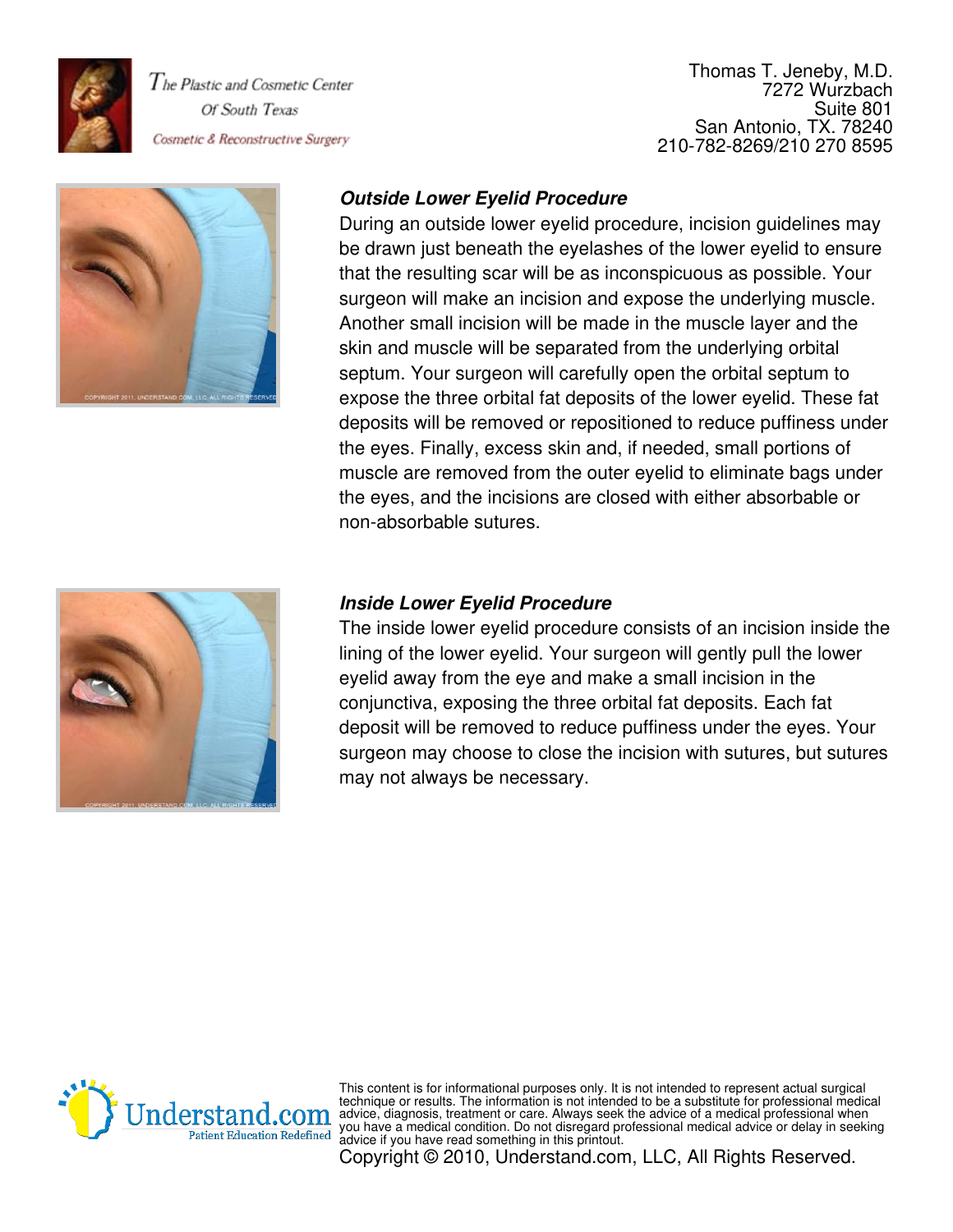### *Outside Lower Eyelid Procedure*

During an outside lower eyelid procedure, incision guidelines may be drawn just beneath the eyelashes of the lower eyelid to ensure that the resulting scar will be as inconspicuous as possible. Your surgeon will make an incision and expose the underlying muscle. Another small incision will be made in the muscle layer and the skin and muscle will be separated from the underlying orbital septum. Your surgeon will carefully open the orbital septum to expose the three orbital fat deposits of the lower eyelid. These fat deposits will be removed or repositioned to reduce puffiness under the eyes. Finally, excess skin and, if needed, small portions of muscle are removed from the outer eyelid to eliminate bags under the eyes, and the incisions are closed with either absorbable or non-absorbable sutures.

### *Inside Lower Eyelid Procedure*

The inside lower eyelid procedure consists of an incision inside the lining of the lower eyelid. Your surgeon will gently pull the lower eyelid away from the eye and make a small incision in the conjunctiva, exposing the three orbital fat deposits. Each fat deposit will be removed to reduce puffiness under the eyes. Your surgeon may choose to close the incision with sutures, but sutures may not always be necessary.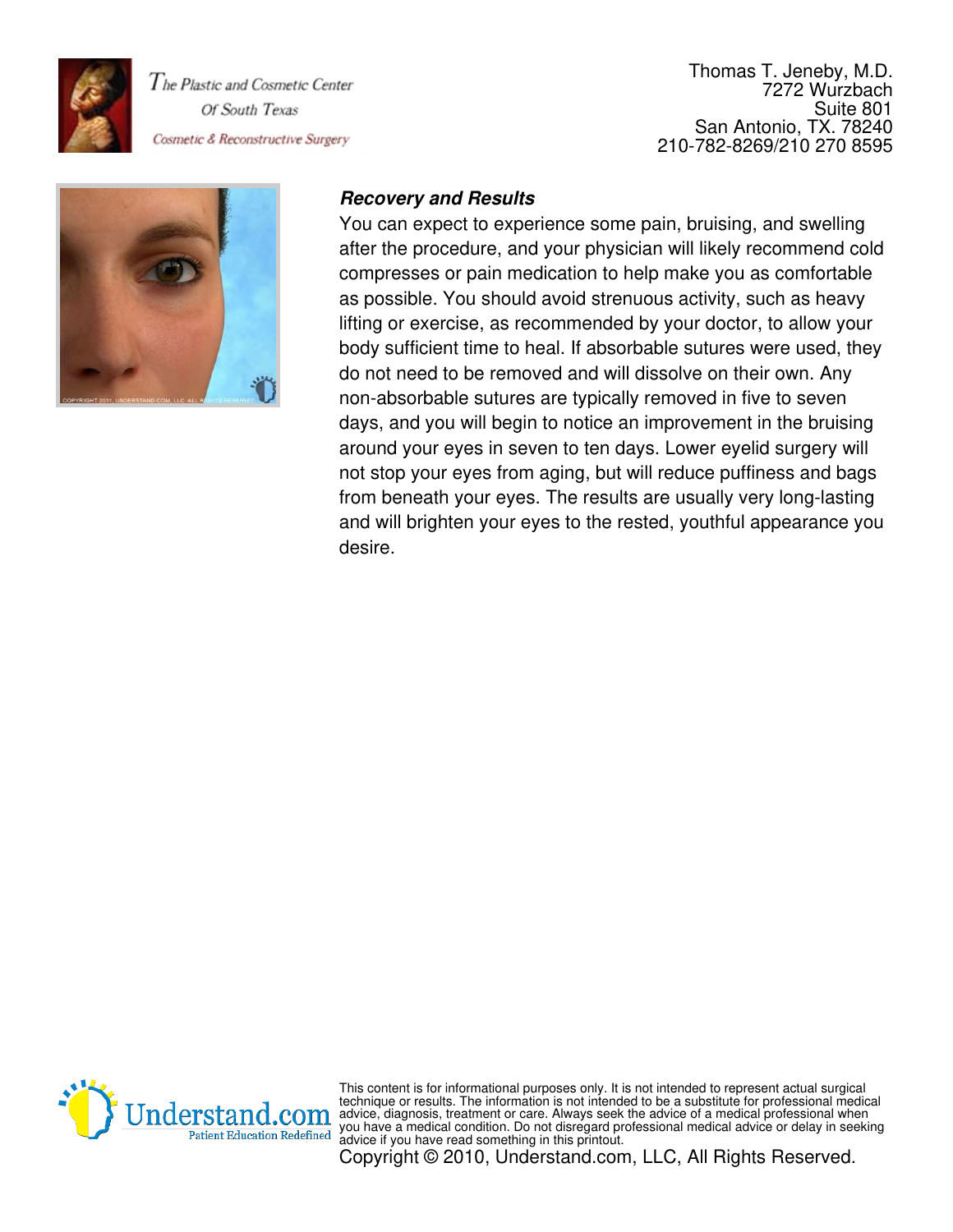### *Recovery and Results*

You can expect to experience some pain, bruising, and swelling after the procedure, and your physician will likely recommend cold compresses or pain medication to help make you as comfortable as possible. You should avoid strenuous activity, such as heavy lifting or exercise, as recommended by your doctor, to allow your body sufficient time to heal. If absorbable sutures were used, they do not need to be removed and will dissolve on their own. Any non-absorbable sutures are typically removed in five to seven days, and you will begin to notice an improvement in the bruising around your eyes in seven to ten days. Lower eyelid surgery will not stop your eyes from aging, but will reduce puffiness and bags from beneath your eyes. The results are usually very long-lasting and will brighten your eyes to the rested, youthful appearance you desire.

This content is for informational purposes only. It is not intended to represent actual surgical technique or results. The information is not intended to be a substitute for professional medical advice, diagnosis, treatment or care. Always seek the advice of a medical professional when you have a medical condition. Do not disregard professional medical advice or delay in seeking advice if you have read something in this printout.

Copyright © 2010, Understand.com, LLC, All Rights Reserved.